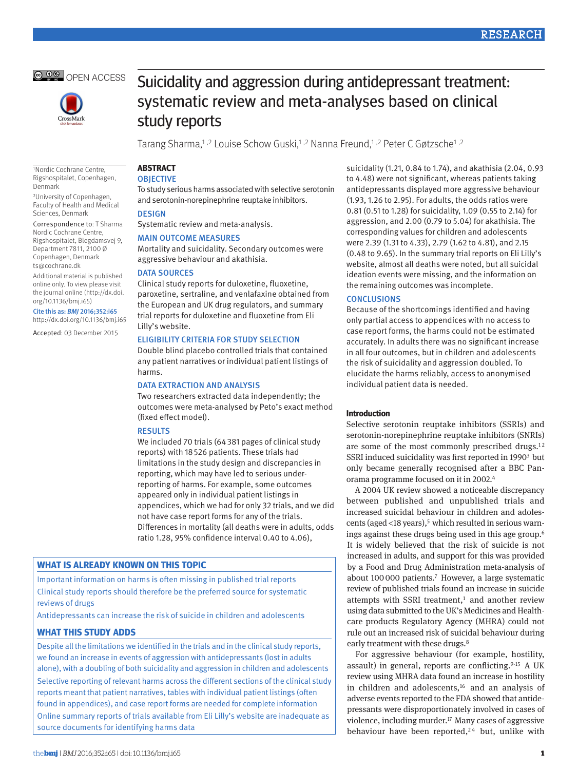OPEN ACCESS

# Suicidality and aggression during antidepressant treatment: systematic review and meta-analyses based on clinical study reports

Tarang Sharma,[1,2] Louise Schow Guski,[1,2] Nanna Freund,[1,2] Peter C Gøtzsche[1,2]

[1]Nordic Cochrane Centre, Rigshospitalet, Copenhagen, Denmark

[2]University of Copenhagen, Faculty of Health and Medical Sciences, Denmark

Correspondence to: T Sharma Nordic Cochrane Centre, Rigshospitalet, Blegdamsvej 9, Department 7811, 2100 Ø Copenhagen, Denmark ts@cochrane.dk

Additional material is published online only. To view please visit the journal online (http://dx.doi.org/10.1136/bmj.i65)

Cite this as: *BMJ* 2016;352:i65 http://dx.doi.org/10.1136/bmj.i65

Accepted: 03 December 2015

## ABSTRACT

### OBJECTIVE

To study serious harms associated with selective serotonin and serotonin-norepinephrine reuptake inhibitors.

### DESIGN

Systematic review and meta-analysis.

### MAIN OUTCOME MEASURES

Mortality and suicidality. Secondary outcomes were aggressive behaviour and akathisia.

### DATA SOURCES

Clinical study reports for duloxetine, fluoxetine, paroxetine, sertraline, and venlafaxine obtained from the European and UK drug regulators, and summary trial reports for duloxetine and fluoxetine from Eli Lilly's website.

### ELIGIBILITY CRITERIA FOR STUDY SELECTION

Double blind placebo controlled trials that contained any patient narratives or individual patient listings of harms.

### DATA EXTRACTION AND ANALYSIS

Two researchers extracted data independently; the outcomes were meta-analysed by Peto's exact method (fixed effect model).

### RESULTS

We included 70 trials (64 381 pages of clinical study reports) with 18 526 patients. These trials had limitations in the study design and discrepancies in reporting, which may have led to serious under-reporting of harms. For example, some outcomes appeared only in individual patient listings in appendices, which we had for only 32 trials, and we did not have case report forms for any of the trials. Differences in mortality (all deaths were in adults, odds ratio 1.28, 95% confidence interval 0.40 to 4.06), suicidality (1.21, 0.84 to 1.74), and akathisia (2.04, 0.93 to 4.48) were not significant, whereas patients taking antidepressants displayed more aggressive behaviour (1.93, 1.26 to 2.95). For adults, the odds ratios were 0.81 (0.51 to 1.28) for suicidality, 1.09 (0.55 to 2.14) for aggression, and 2.00 (0.79 to 5.04) for akathisia. The corresponding values for children and adolescents were 2.39 (1.31 to 4.33), 2.79 (1.62 to 4.81), and 2.15 (0.48 to 9.65). In the summary trial reports on Eli Lilly's website, almost all deaths were noted, but all suicidal ideation events were missing, and the information on the remaining outcomes was incomplete.

### CONCLUSIONS

Because of the shortcomings identified and having only partial access to appendices with no access to case report forms, the harms could not be estimated accurately. In adults there was no significant increase in all four outcomes, but in children and adolescents the risk of suicidality and aggression doubled. To elucidate the harms reliably, access to anonymised individual patient data is needed.

### WHAT IS ALREADY KNOWN ON THIS TOPIC

Important information on harms is often missing in published trial reports

Clinical study reports should therefore be the preferred source for systematic reviews of drugs

Antidepressants can increase the risk of suicide in children and adolescents

### WHAT THIS STUDY ADDS

Despite all the limitations we identified in the trials and in the clinical study reports, we found an increase in events of aggression with antidepressants (lost in adults alone), with a doubling of both suicidality and aggression in children and adolescents

Selective reporting of relevant harms across the different sections of the clinical study reports meant that patient narratives, tables with individual patient listings (often found in appendices), and case report forms are needed for complete information

Online summary reports of trials available from Eli Lilly's website are inadequate as source documents for identifying harms data

## Introduction

Selective serotonin reuptake inhibitors (SSRIs) and serotonin-norepinephrine reuptake inhibitors (SNRIs) are some of the most commonly prescribed drugs.[1,2] SSRI induced suicidality was first reported in 1990[3] but only became generally recognised after a BBC Panorama programme focused on it in 2002.[4]

A 2004 UK review showed a noticeable discrepancy between published and unpublished trials and increased suicidal behaviour in children and adolescents (aged <18 years),[5] which resulted in serious warnings against these drugs being used in this age group.[6] It is widely believed that the risk of suicide is not increased in adults, and support for this was provided by a Food and Drug Administration meta-analysis of about 100 000 patients.[7] However, a large systematic review of published trials found an increase in suicide attempts with SSRI treatment,[1] and another review using data submitted to the UK's Medicines and Healthcare products Regulatory Agency (MHRA) could not rule out an increased risk of suicidal behaviour during early treatment with these drugs.[8]

For aggressive behaviour (for example, hostility, assault) in general, reports are conflicting.[9-15] A UK review using MHRA data found an increase in hostility in children and adolescents,[16] and an analysis of adverse events reported to the FDA showed that antidepressants were disproportionately involved in cases of violence, including murder.[17] Many cases of aggressive behaviour have been reported,[2,4] but, unlike with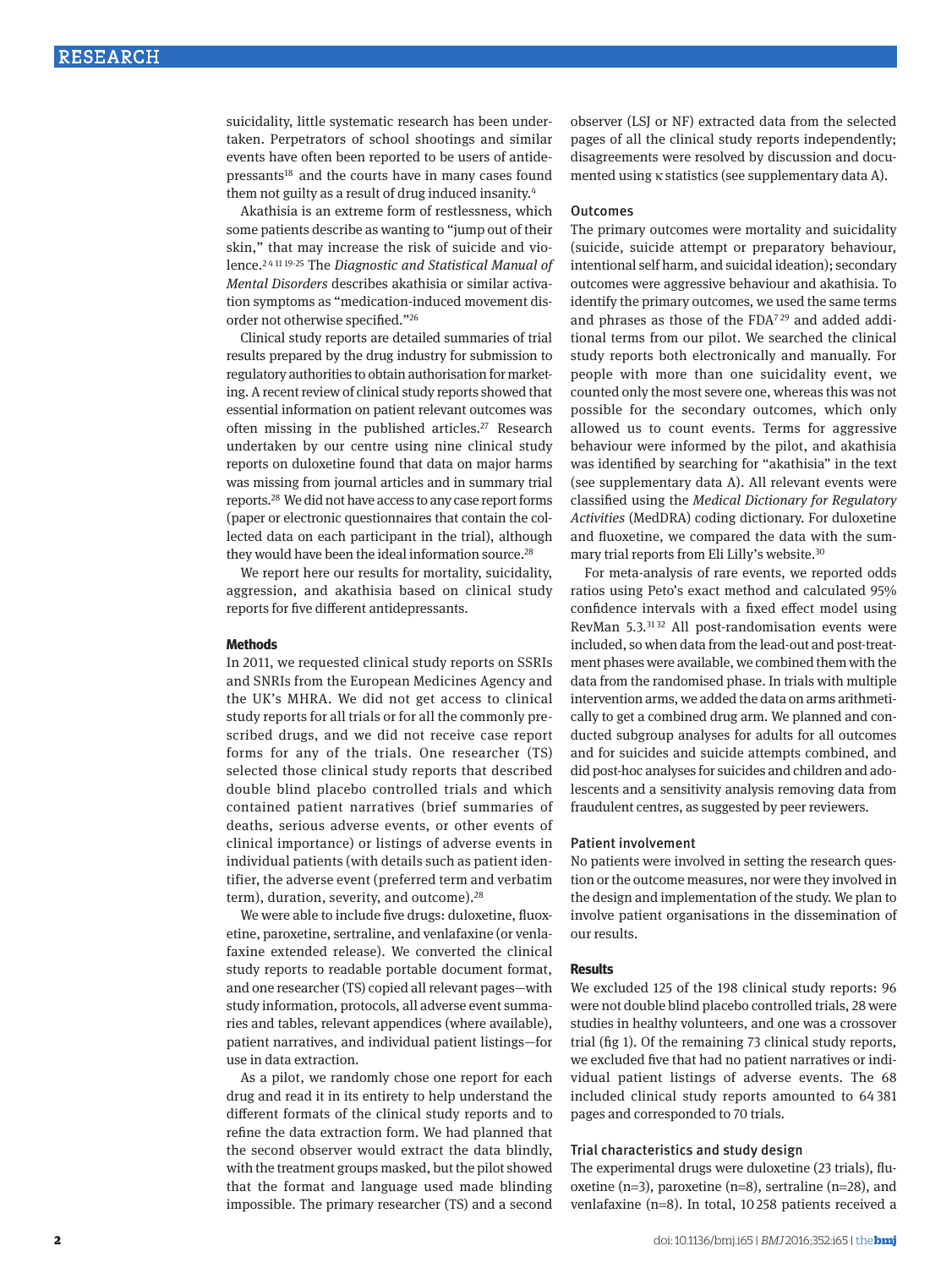suicidality, little systematic research has been undertaken. Perpetrators of school shootings and similar events have often been reported to be users of antidepressants[18] and the courts have in many cases found them not guilty as a result of drug induced insanity.[4]

Akathisia is an extreme form of restlessness, which some patients describe as wanting to "jump out of their skin," that may increase the risk of suicide and violence.[2 4 11 19-25] The *Diagnostic and Statistical Manual of Mental Disorders* describes akathisia or similar activation symptoms as "medication-induced movement disorder not otherwise specified."[26]

Clinical study reports are detailed summaries of trial results prepared by the drug industry for submission to regulatory authorities to obtain authorisation for marketing. A recent review of clinical study reports showed that essential information on patient relevant outcomes was often missing in the published articles.[27] Research undertaken by our centre using nine clinical study reports on duloxetine found that data on major harms was missing from journal articles and in summary trial reports.[28] We did not have access to any case report forms (paper or electronic questionnaires that contain the collected data on each participant in the trial), although they would have been the ideal information source.[28]

We report here our results for mortality, suicidality, aggression, and akathisia based on clinical study reports for five different antidepressants.

## Methods

In 2011, we requested clinical study reports on SSRIs and SNRIs from the European Medicines Agency and the UK's MHRA. We did not get access to clinical study reports for all trials or for all the commonly prescribed drugs, and we did not receive case report forms for any of the trials. One researcher (TS) selected those clinical study reports that described double blind placebo controlled trials and which contained patient narratives (brief summaries of deaths, serious adverse events, or other events of clinical importance) or listings of adverse events in individual patients (with details such as patient identifier, the adverse event (preferred term and verbatim term), duration, severity, and outcome).[28]

We were able to include five drugs: duloxetine, fluoxetine, paroxetine, sertraline, and venlafaxine (or venlafaxine extended release). We converted the clinical study reports to readable portable document format, and one researcher (TS) copied all relevant pages—with study information, protocols, all adverse event summaries and tables, relevant appendices (where available), patient narratives, and individual patient listings—for use in data extraction.

As a pilot, we randomly chose one report for each drug and read it in its entirety to help understand the different formats of the clinical study reports and to refine the data extraction form. We had planned that the second observer would extract the data blindly, with the treatment groups masked, but the pilot showed that the format and language used made blinding impossible. The primary researcher (TS) and a second observer (LSJ or NF) extracted data from the selected pages of all the clinical study reports independently; disagreements were resolved by discussion and documented using κ statistics (see supplementary data A).

### Outcomes

The primary outcomes were mortality and suicidality (suicide, suicide attempt or preparatory behaviour, intentional self harm, and suicidal ideation); secondary outcomes were aggressive behaviour and akathisia. To identify the primary outcomes, we used the same terms and phrases as those of the FDA[7 29] and added additional terms from our pilot. We searched the clinical study reports both electronically and manually. For people with more than one suicidality event, we counted only the most severe one, whereas this was not possible for the secondary outcomes, which only allowed us to count events. Terms for aggressive behaviour were informed by the pilot, and akathisia was identified by searching for "akathisia" in the text (see supplementary data A). All relevant events were classified using the *Medical Dictionary for Regulatory Activities* (MedDRA) coding dictionary. For duloxetine and fluoxetine, we compared the data with the summary trial reports from Eli Lilly's website.[30]

For meta-analysis of rare events, we reported odds ratios using Peto's exact method and calculated 95% confidence intervals with a fixed effect model using RevMan 5.3.[31 32] All post-randomisation events were included, so when data from the lead-out and post-treatment phases were available, we combined them with the data from the randomised phase. In trials with multiple intervention arms, we added the data on arms arithmetically to get a combined drug arm. We planned and conducted subgroup analyses for adults for all outcomes and for suicides and suicide attempts combined, and did post-hoc analyses for suicides and children and adolescents and a sensitivity analysis removing data from fraudulent centres, as suggested by peer reviewers.

### Patient involvement

No patients were involved in setting the research question or the outcome measures, nor were they involved in the design and implementation of the study. We plan to involve patient organisations in the dissemination of our results.

## Results

We excluded 125 of the 198 clinical study reports: 96 were not double blind placebo controlled trials, 28 were studies in healthy volunteers, and one was a crossover trial (fig 1). Of the remaining 73 clinical study reports, we excluded five that had no patient narratives or individual patient listings of adverse events. The 68 included clinical study reports amounted to 64 381 pages and corresponded to 70 trials.

### Trial characteristics and study design

The experimental drugs were duloxetine (23 trials), fluoxetine (n=3), paroxetine (n=8), sertraline (n=28), and venlafaxine (n=8). In total, 10 258 patients received a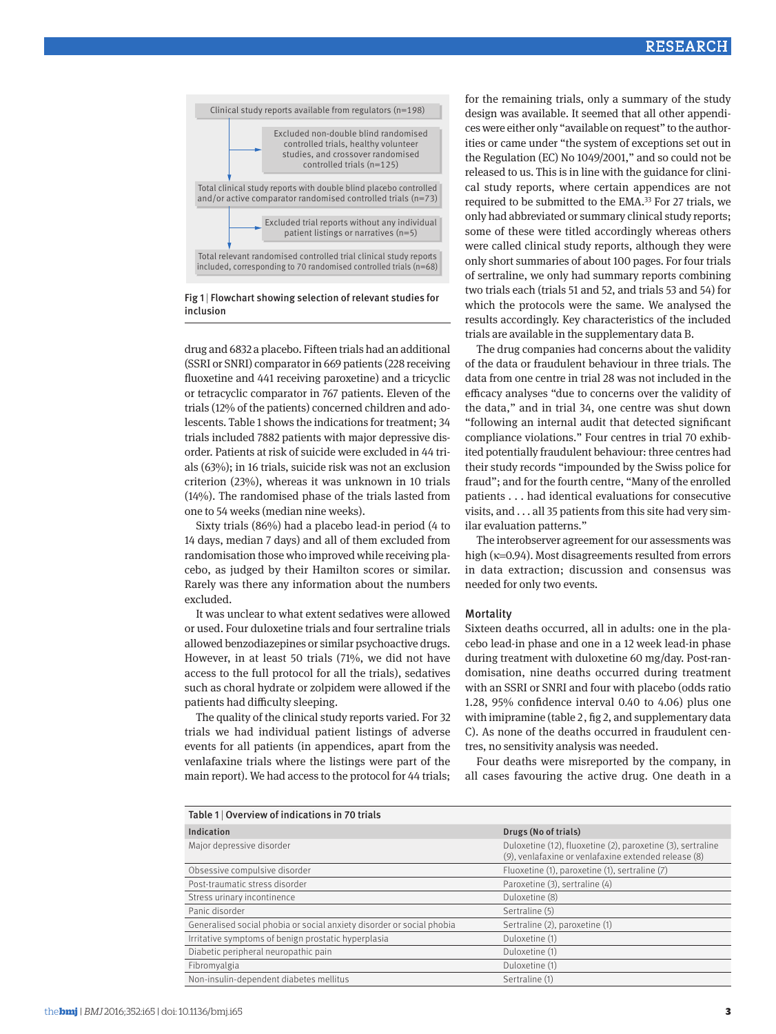Clinical study reports available from regulators (n=198)

Excluded non-double blind randomised controlled trials, healthy volunteer studies, and crossover randomised controlled trials (n=125)

Total clinical study reports with double blind placebo controlled and/or active comparator randomised controlled trials (n=73)

Excluded trial reports without any individual patient listings or narratives (n=5)

Total relevant randomised controlled trial clinical study reports included, corresponding to 70 randomised controlled trials (n=68)

**Fig 1** | **Flowchart showing selection of relevant studies for inclusion**

drug and 6832 a placebo. Fifteen trials had an additional (SSRI or SNRI) comparator in 669 patients (228 receiving fluoxetine and 441 receiving paroxetine) and a tricyclic or tetracyclic comparator in 767 patients. Eleven of the trials (12% of the patients) concerned children and adolescents. Table 1 shows the indications for treatment; 34 trials included 7882 patients with major depressive disorder. Patients at risk of suicide were excluded in 44 trials (63%); in 16 trials, suicide risk was not an exclusion criterion (23%), whereas it was unknown in 10 trials (14%). The randomised phase of the trials lasted from one to 54 weeks (median nine weeks).

Sixty trials (86%) had a placebo lead-in period (4 to 14 days, median 7 days) and all of them excluded from randomisation those who improved while receiving placebo, as judged by their Hamilton scores or similar. Rarely was there any information about the numbers excluded.

It was unclear to what extent sedatives were allowed or used. Four duloxetine trials and four sertraline trials allowed benzodiazepines or similar psychoactive drugs. However, in at least 50 trials (71%, we did not have access to the full protocol for all the trials), sedatives such as choral hydrate or zolpidem were allowed if the patients had difficulty sleeping.

The quality of the clinical study reports varied. For 32 trials we had individual patient listings of adverse events for all patients (in appendices, apart from the venlafaxine trials where the listings were part of the main report). We had access to the protocol for 44 trials; for the remaining trials, only a summary of the study design was available. It seemed that all other appendices were either only “available on request” to the authorities or came under “the system of exceptions set out in the Regulation (EC) No 1049/2001,” and so could not be released to us. This is in line with the guidance for clinical study reports, where certain appendices are not required to be submitted to the EMA.[33] For 27 trials, we only had abbreviated or summary clinical study reports; some of these were titled accordingly whereas others were called clinical study reports, although they were only short summaries of about 100 pages. For four trials of sertraline, we only had summary reports combining two trials each (trials 51 and 52, and trials 53 and 54) for which the protocols were the same. We analysed the results accordingly. Key characteristics of the included trials are available in the supplementary data B.

The drug companies had concerns about the validity of the data or fraudulent behaviour in three trials. The data from one centre in trial 28 was not included in the efficacy analyses “due to concerns over the validity of the data,” and in trial 34, one centre was shut down “following an internal audit that detected significant compliance violations.” Four centres in trial 70 exhibited potentially fraudulent behaviour: three centres had their study records “impounded by the Swiss police for fraud”; and for the fourth centre, “Many of the enrolled patients . . . had identical evaluations for consecutive visits, and . . . all 35 patients from this site had very similar evaluation patterns.”

The interobserver agreement for our assessments was high (κ=0.94). Most disagreements resulted from errors in data extraction; discussion and consensus was needed for only two events.

### Mortality

Sixteen deaths occurred, all in adults: one in the placebo lead-in phase and one in a 12 week lead-in phase during treatment with duloxetine 60 mg/day. Post-randomisation, nine deaths occurred during treatment with an SSRI or SNRI and four with placebo (odds ratio 1.28, 95% confidence interval 0.40 to 4.06) plus one with imipramine (table 2, fig 2, and supplementary data C). As none of the deaths occurred in fraudulent centres, no sensitivity analysis was needed.

Four deaths were misreported by the company, in all cases favouring the active drug. One death in a

**Table 1** | **Overview of indications in 70 trials**

| Indication | Drugs (No of trials) |
|---|---|
| Major depressive disorder | Duloxetine (12), fluoxetine (2), paroxetine (3), sertraline (9), venlafaxine or venlafaxine extended release (8) |
| Obsessive compulsive disorder | Fluoxetine (1), paroxetine (1), sertraline (7) |
| Post-traumatic stress disorder | Paroxetine (3), sertraline (4) |
| Stress urinary incontinence | Duloxetine (8) |
| Panic disorder | Sertraline (5) |
| Generalised social phobia or social anxiety disorder or social phobia | Sertraline (2), paroxetine (1) |
| Irritative symptoms of benign prostatic hyperplasia | Duloxetine (1) |
| Diabetic peripheral neuropathic pain | Duloxetine (1) |
| Fibromyalgia | Duloxetine (1) |
| Non-insulin-dependent diabetes mellitus | Sertraline (1) |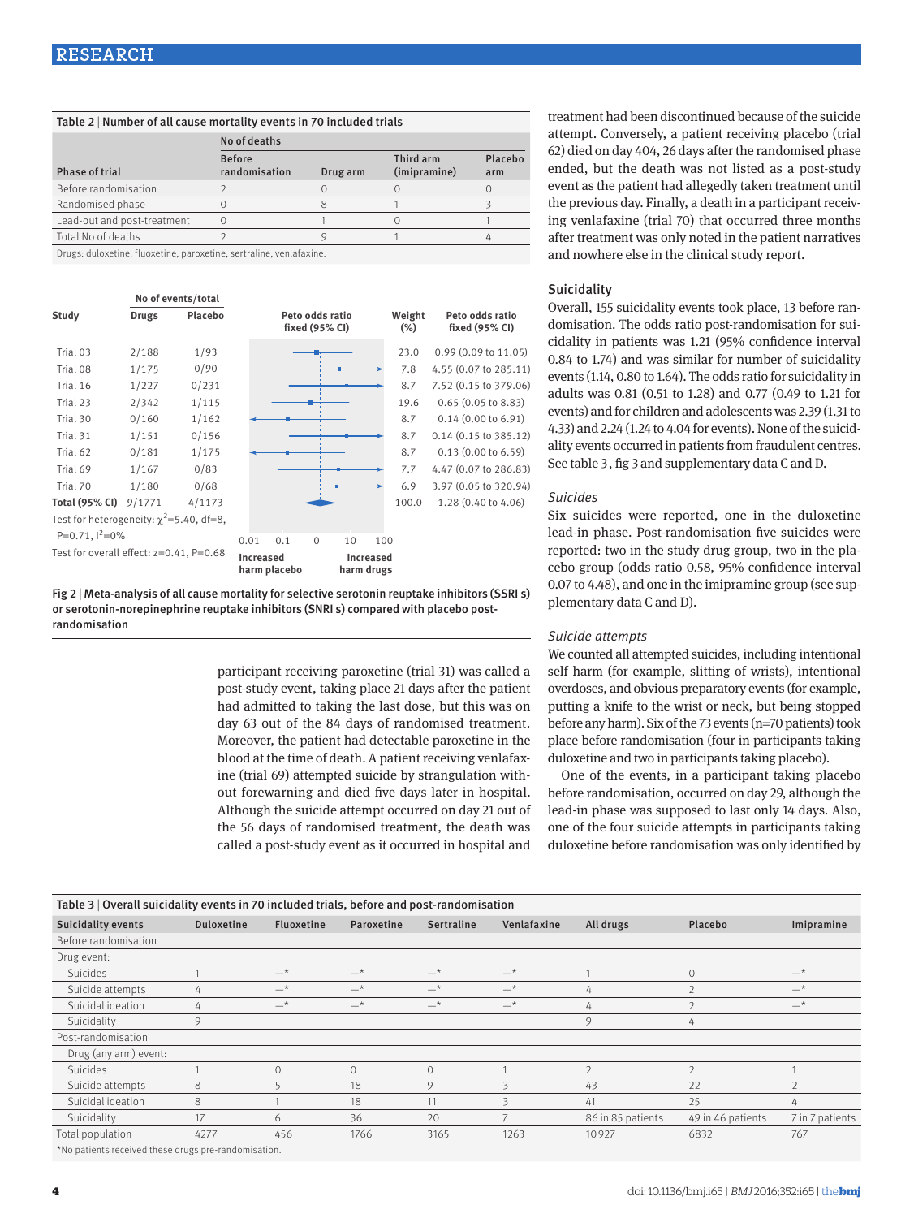**Table 2 | Number of all cause mortality events in 70 included trials**

| Phase of trial | No of deaths: Before randomisation | Drug arm | Third arm (imipramine) | Placebo arm |
|---|---|---|---|---|
| Before randomisation | 2 | 0 | 0 | 0 |
| Randomised phase | 0 | 8 | 1 | 3 |
| Lead-out and post-treatment | 0 | 1 | 0 | 1 |
| Total No of deaths | 2 | 9 | 1 | 4 |

Drugs: duloxetine, fluoxetine, paroxetine, sertraline, venlafaxine.

| Study | Drugs (No of events/total) | Placebo (No of events/total) | Weight (%) | Peto odds ratio fixed (95% CI) |
|---|---|---|---|---|
| Trial 03 | 2/188 | 1/93 | 23.0 | 0.99 (0.09 to 11.05) |
| Trial 08 | 1/175 | 0/90 | 7.8 | 4.55 (0.07 to 285.11) |
| Trial 16 | 1/227 | 0/231 | 8.7 | 7.52 (0.15 to 379.06) |
| Trial 23 | 2/342 | 1/115 | 19.6 | 0.65 (0.05 to 8.83) |
| Trial 30 | 0/160 | 1/162 | 8.7 | 0.14 (0.00 to 6.91) |
| Trial 31 | 1/151 | 0/156 | 8.7 | 0.14 (0.15 to 385.12) |
| Trial 62 | 0/181 | 1/175 | 8.7 | 0.13 (0.00 to 6.59) |
| Trial 69 | 1/167 | 0/83 | 7.7 | 4.47 (0.07 to 286.83) |
| Trial 70 | 1/180 | 0/68 | 6.9 | 3.97 (0.05 to 320.94) |
| **Total (95% CI)** | 9/1771 | 4/1173 | 100.0 | 1.28 (0.40 to 4.06) |

Test for heterogeneity: $\chi^2$=5.40, df=8, P=0.71, $I^2$=0%

Test for overall effect: z=0.41, P=0.68

Increased harm placebo ← → Increased harm drugs

**Fig 2 | Meta-analysis of all cause mortality for selective serotonin reuptake inhibitors (SSRI s) or serotonin-norepinephrine reuptake inhibitors (SNRI s) compared with placebo post-randomisation**

participant receiving paroxetine (trial 31) was called a post-study event, taking place 21 days after the patient had admitted to taking the last dose, but this was on day 63 out of the 84 days of randomised treatment. Moreover, the patient had detectable paroxetine in the blood at the time of death. A patient receiving venlafaxine (trial 69) attempted suicide by strangulation without forewarning and died five days later in hospital. Although the suicide attempt occurred on day 21 out of the 56 days of randomised treatment, the death was called a post-study event as it occurred in hospital and treatment had been discontinued because of the suicide attempt. Conversely, a patient receiving placebo (trial 62) died on day 404, 26 days after the randomised phase ended, but the death was not listed as a post-study event as the patient had allegedly taken treatment until the previous day. Finally, a death in a participant receiving venlafaxine (trial 70) that occurred three months after treatment was only noted in the patient narratives and nowhere else in the clinical study report.

## Suicidality

Overall, 155 suicidality events took place, 13 before randomisation. The odds ratio post-randomisation for suicidality in patients was 1.21 (95% confidence interval 0.84 to 1.74) and was similar for number of suicidality events (1.14, 0.80 to 1.64). The odds ratio for suicidality in adults was 0.81 (0.51 to 1.28) and 0.77 (0.49 to 1.21 for events) and for children and adolescents was 2.39 (1.31 to 4.33) and 2.24 (1.24 to 4.04 for events). None of the suicidality events occurred in patients from fraudulent centres. See table 3, fig 3 and supplementary data C and D.

### *Suicides*

Six suicides were reported, one in the duloxetine lead-in phase. Post-randomisation five suicides were reported: two in the study drug group, two in the placebo group (odds ratio 0.58, 95% confidence interval 0.07 to 4.48), and one in the imipramine group (see supplementary data C and D).

### *Suicide attempts*

We counted all attempted suicides, including intentional self harm (for example, slitting of wrists), intentional overdoses, and obvious preparatory events (for example, putting a knife to the wrist or neck, but being stopped before any harm). Six of the 73 events (n=70 patients) took place before randomisation (four in participants taking duloxetine and two in participants taking placebo).

One of the events, in a participant taking placebo before randomisation, occurred on day 29, although the lead-in phase was supposed to last only 14 days. Also, one of the four suicide attempts in participants taking duloxetine before randomisation was only identified by

**Table 3 | Overall suicidality events in 70 included trials, before and post-randomisation**

| Suicidality events | Duloxetine | Fluoxetine | Paroxetine | Sertraline | Venlafaxine | All drugs | Placebo | Imipramine |
|---|---|---|---|---|---|---|---|---|
| Before randomisation | | | | | | | | |
| Drug event: | | | | | | | | |
| Suicides | 1 | —* | —* | —* | —* | 1 | 0 | —* |
| Suicide attempts | 4 | —* | —* | —* | —* | 4 | 2 | —* |
| Suicidal ideation | 4 | —* | —* | —* | —* | 4 | 2 | —* |
| Suicidality | 9 | | | | | 9 | 4 | |
| Post-randomisation | | | | | | | | |
| Drug (any arm) event: | | | | | | | | |
| Suicides | 1 | 0 | 0 | 0 | 1 | 2 | 2 | 1 |
| Suicide attempts | 8 | 5 | 18 | 9 | 3 | 43 | 22 | 2 |
| Suicidal ideation | 8 | 1 | 18 | 11 | 3 | 41 | 25 | 4 |
| Suicidality | 17 | 6 | 36 | 20 | 7 | 86 in 85 patients | 49 in 46 patients | 7 in 7 patients |
| Total population | 4277 | 456 | 1766 | 3165 | 1263 | 10927 | 6832 | 767 |

*No patients received these drugs pre-randomisation.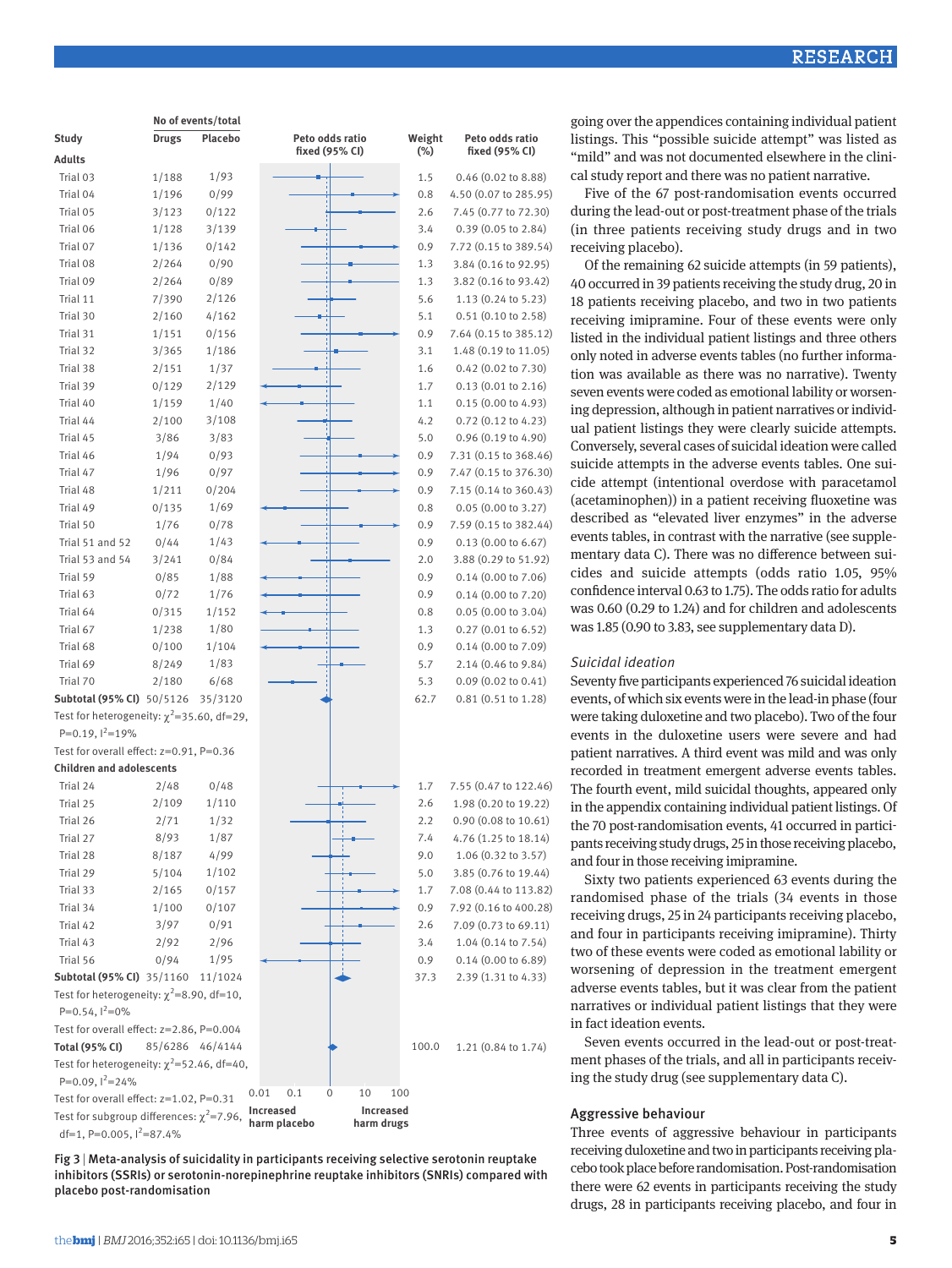| Study | Drugs | Placebo | Weight (%) | Peto odds ratio fixed (95% CI) |
|---|---|---|---|---|
| **Adults** | | | | |
| Trial 03 | 1/188 | 1/93 | 1.5 | 0.46 (0.02 to 8.88) |
| Trial 04 | 1/196 | 0/99 | 0.8 | 4.50 (0.07 to 285.95) |
| Trial 05 | 3/123 | 0/122 | 2.6 | 7.45 (0.77 to 72.30) |
| Trial 06 | 1/128 | 3/139 | 3.4 | 0.39 (0.05 to 2.84) |
| Trial 07 | 1/136 | 0/142 | 0.9 | 7.72 (0.15 to 389.54) |
| Trial 08 | 2/264 | 0/90 | 1.3 | 3.84 (0.16 to 92.95) |
| Trial 09 | 2/264 | 0/89 | 1.3 | 3.82 (0.16 to 93.42) |
| Trial 11 | 7/390 | 2/126 | 5.6 | 1.13 (0.24 to 5.23) |
| Trial 30 | 2/160 | 4/162 | 5.1 | 0.51 (0.10 to 2.58) |
| Trial 31 | 1/151 | 0/156 | 0.9 | 7.64 (0.15 to 385.12) |
| Trial 32 | 3/365 | 1/186 | 3.1 | 1.48 (0.19 to 11.05) |
| Trial 38 | 2/151 | 1/37 | 1.6 | 0.42 (0.02 to 7.30) |
| Trial 39 | 0/129 | 2/129 | 1.7 | 0.13 (0.01 to 2.16) |
| Trial 40 | 1/159 | 1/40 | 1.1 | 0.15 (0.00 to 4.93) |
| Trial 44 | 2/100 | 3/108 | 4.2 | 0.72 (0.12 to 4.23) |
| Trial 45 | 3/86 | 3/83 | 5.0 | 0.96 (0.19 to 4.90) |
| Trial 46 | 1/94 | 0/93 | 0.9 | 7.31 (0.15 to 368.46) |
| Trial 47 | 1/96 | 0/97 | 0.9 | 7.47 (0.15 to 376.30) |
| Trial 48 | 1/211 | 0/204 | 0.9 | 7.15 (0.14 to 360.43) |
| Trial 49 | 0/135 | 1/69 | 0.8 | 0.05 (0.00 to 3.27) |
| Trial 50 | 1/76 | 0/78 | 0.9 | 7.59 (0.15 to 382.44) |
| Trial 51 and 52 | 0/44 | 1/43 | 0.9 | 0.13 (0.00 to 6.67) |
| Trial 53 and 54 | 3/241 | 0/84 | 2.0 | 3.88 (0.29 to 51.92) |
| Trial 59 | 0/85 | 1/88 | 0.9 | 0.14 (0.00 to 7.06) |
| Trial 63 | 0/72 | 1/76 | 0.9 | 0.14 (0.00 to 7.20) |
| Trial 64 | 0/315 | 1/152 | 0.8 | 0.05 (0.00 to 3.04) |
| Trial 67 | 1/238 | 1/80 | 1.3 | 0.27 (0.01 to 6.52) |
| Trial 68 | 0/100 | 1/104 | 0.9 | 0.14 (0.00 to 7.09) |
| Trial 69 | 8/249 | 1/83 | 5.7 | 2.14 (0.46 to 9.84) |
| Trial 70 | 2/180 | 6/68 | 5.3 | 0.09 (0.02 to 0.41) |
| **Subtotal (95% CI)** | 50/5126 | 35/3120 | 62.7 | 0.81 (0.51 to 1.28) |
| Test for heterogeneity: $\chi^2$=35.60, df=29, P=0.19, $I^2$=19% | | | | |
| Test for overall effect: z=0.91, P=0.36 | | | | |
| **Children and adolescents** | | | | |
| Trial 24 | 2/48 | 0/48 | 1.7 | 7.55 (0.47 to 122.46) |
| Trial 25 | 2/109 | 1/110 | 2.6 | 1.98 (0.20 to 19.22) |
| Trial 26 | 2/71 | 1/32 | 2.2 | 0.90 (0.08 to 10.61) |
| Trial 27 | 8/93 | 1/87 | 7.4 | 4.76 (1.25 to 18.14) |
| Trial 28 | 8/187 | 4/99 | 9.0 | 1.06 (0.32 to 3.57) |
| Trial 29 | 5/104 | 1/102 | 5.0 | 3.85 (0.76 to 19.44) |
| Trial 33 | 2/165 | 0/157 | 1.7 | 7.08 (0.44 to 113.82) |
| Trial 34 | 1/100 | 0/107 | 0.9 | 7.92 (0.16 to 400.28) |
| Trial 42 | 3/97 | 0/91 | 2.6 | 7.09 (0.73 to 69.11) |
| Trial 43 | 2/92 | 2/96 | 3.4 | 1.04 (0.14 to 7.54) |
| Trial 56 | 0/94 | 1/95 | 0.9 | 0.14 (0.00 to 6.89) |
| **Subtotal (95% CI)** | 35/1160 | 11/1024 | 37.3 | 2.39 (1.31 to 4.33) |
| Test for heterogeneity: $\chi^2$=8.90, df=10, P=0.54, $I^2$=0% | | | | |
| Test for overall effect: z=2.86, P=0.004 | | | | |
| **Total (95% CI)** | 85/6286 | 46/4144 | 100.0 | 1.21 (0.84 to 1.74) |
| Test for heterogeneity: $\chi^2$=52.46, df=40, P=0.09, $I^2$=24% | | | | |
| Test for overall effect: z=1.02, P=0.31 | | | | |
| Test for subgroup differences: $\chi^2$=7.96, df=1, P=0.005, $I^2$=87.4% | | | | |

(Forest plot axis: 0.01, 0.1, 0, 10, 100; Increased harm placebo / Increased harm drugs)

Fig 3 | Meta-analysis of suicidality in participants receiving selective serotonin reuptake inhibitors (SSRIs) or serotonin-norepinephrine reuptake inhibitors (SNRIs) compared with placebo post-randomisation

going over the appendices containing individual patient listings. This "possible suicide attempt" was listed as "mild" and was not documented elsewhere in the clinical study report and there was no patient narrative.

Five of the 67 post-randomisation events occurred during the lead-out or post-treatment phase of the trials (in three patients receiving study drugs and in two receiving placebo).

Of the remaining 62 suicide attempts (in 59 patients), 40 occurred in 39 patients receiving the study drug, 20 in 18 patients receiving placebo, and two in two patients receiving imipramine. Four of these events were only listed in the individual patient listings and three others only noted in adverse events tables (no further information was available as there was no narrative). Twenty seven events were coded as emotional lability or worsening depression, although in patient narratives or individual patient listings they were clearly suicide attempts. Conversely, several cases of suicidal ideation were called suicide attempts in the adverse events tables. One suicide attempt (intentional overdose with paracetamol (acetaminophen)) in a patient receiving fluoxetine was described as "elevated liver enzymes" in the adverse events tables, in contrast with the narrative (see supplementary data C). There was no difference between suicides and suicide attempts (odds ratio 1.05, 95% confidence interval 0.63 to 1.75). The odds ratio for adults was 0.60 (0.29 to 1.24) and for children and adolescents was 1.85 (0.90 to 3.83, see supplementary data D).

### *Suicidal ideation*

Seventy five participants experienced 76 suicidal ideation events, of which six events were in the lead-in phase (four were taking duloxetine and two placebo). Two of the four events in the duloxetine users were severe and had patient narratives. A third event was mild and was only recorded in treatment emergent adverse events tables. The fourth event, mild suicidal thoughts, appeared only in the appendix containing individual patient listings. Of the 70 post-randomisation events, 41 occurred in participants receiving study drugs, 25 in those receiving placebo, and four in those receiving imipramine.

Sixty two patients experienced 63 events during the randomised phase of the trials (34 events in those receiving drugs, 25 in 24 participants receiving placebo, and four in participants receiving imipramine). Thirty two of these events were coded as emotional lability or worsening of depression in the treatment emergent adverse events tables, but it was clear from the patient narratives or individual patient listings that they were in fact ideation events.

Seven events occurred in the lead-out or post-treatment phases of the trials, and all in participants receiving the study drug (see supplementary data C).

### Aggressive behaviour

Three events of aggressive behaviour in participants receiving duloxetine and two in participants receiving placebo took place before randomisation. Post-randomisation there were 62 events in participants receiving the study drugs, 28 in participants receiving placebo, and four in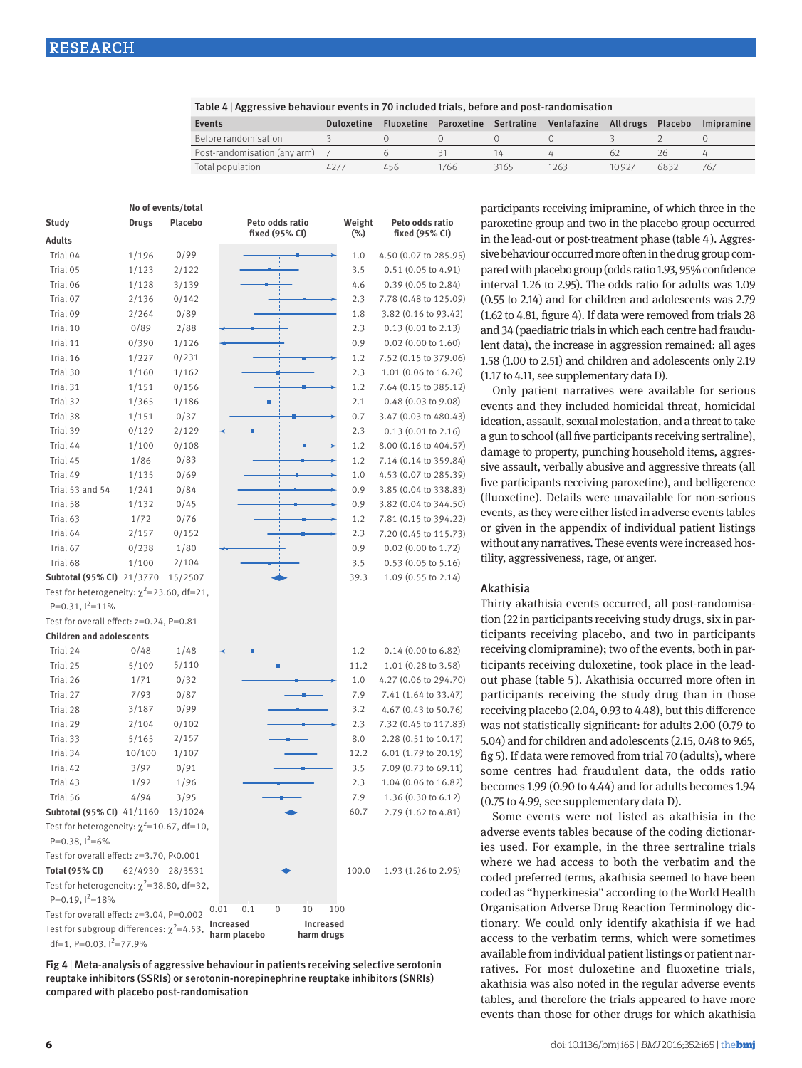Table 4 | Aggressive behaviour events in 70 included trials, before and post-randomisation

| Events | Duloxetine | Fluoxetine | Paroxetine | Sertraline | Venlafaxine | All drugs | Placebo | Imipramine |
|---|---|---|---|---|---|---|---|---|
| Before randomisation | 3 | 0 | 0 | 0 | 0 | 3 | 2 | 0 |
| Post-randomisation (any arm) | 7 | 6 | 31 | 14 | 4 | 62 | 26 | 4 |
| Total population | 4277 | 456 | 1766 | 3165 | 1263 | 10927 | 6832 | 767 |

| Study | Drugs (No of events/total) | Placebo (No of events/total) | Weight (%) | Peto odds ratio fixed (95% CI) |
|---|---|---|---|---|
| **Adults** | | | | |
| Trial 04 | 1/196 | 0/99 | 1.0 | 4.50 (0.07 to 285.95) |
| Trial 05 | 1/123 | 2/122 | 3.5 | 0.51 (0.05 to 4.91) |
| Trial 06 | 1/128 | 3/139 | 4.6 | 0.39 (0.05 to 2.84) |
| Trial 07 | 2/136 | 0/142 | 2.3 | 7.78 (0.48 to 125.09) |
| Trial 09 | 2/264 | 0/89 | 1.8 | 3.82 (0.16 to 93.42) |
| Trial 10 | 0/89 | 2/88 | 2.3 | 0.13 (0.01 to 2.13) |
| Trial 11 | 0/390 | 1/126 | 0.9 | 0.02 (0.00 to 1.60) |
| Trial 16 | 1/227 | 0/231 | 1.2 | 7.52 (0.15 to 379.06) |
| Trial 30 | 1/160 | 1/162 | 2.3 | 1.01 (0.06 to 16.26) |
| Trial 31 | 1/151 | 0/156 | 1.2 | 7.64 (0.15 to 385.12) |
| Trial 32 | 1/365 | 1/186 | 2.1 | 0.48 (0.03 to 9.08) |
| Trial 38 | 1/151 | 0/37 | 0.7 | 3.47 (0.03 to 480.43) |
| Trial 39 | 0/129 | 2/129 | 2.3 | 0.13 (0.01 to 2.16) |
| Trial 44 | 1/100 | 0/108 | 1.2 | 8.00 (0.16 to 404.57) |
| Trial 45 | 1/86 | 0/83 | 1.2 | 7.14 (0.14 to 359.84) |
| Trial 49 | 1/135 | 0/69 | 1.0 | 4.53 (0.07 to 285.39) |
| Trial 53 and 54 | 1/241 | 0/84 | 0.9 | 3.85 (0.04 to 338.83) |
| Trial 58 | 1/132 | 0/45 | 0.9 | 3.82 (0.04 to 344.50) |
| Trial 63 | 1/72 | 0/76 | 1.2 | 7.81 (0.15 to 394.22) |
| Trial 64 | 2/157 | 0/152 | 2.3 | 7.20 (0.45 to 115.73) |
| Trial 67 | 0/238 | 1/80 | 0.9 | 0.02 (0.00 to 1.72) |
| Trial 68 | 1/100 | 2/104 | 3.5 | 0.53 (0.05 to 5.16) |
| **Subtotal (95% CI)** | 21/3770 | 15/2507 | 39.3 | 1.09 (0.55 to 2.14) |
| **Children and adolescents** | | | | |
| Trial 24 | 0/48 | 1/48 | 1.2 | 0.14 (0.00 to 6.82) |
| Trial 25 | 5/109 | 5/110 | 11.2 | 1.01 (0.28 to 3.58) |
| Trial 26 | 1/71 | 0/32 | 1.0 | 4.27 (0.06 to 294.70) |
| Trial 27 | 7/93 | 0/87 | 7.9 | 7.41 (1.64 to 33.47) |
| Trial 28 | 3/187 | 0/99 | 3.2 | 4.67 (0.43 to 50.76) |
| Trial 29 | 2/104 | 0/102 | 2.3 | 7.32 (0.45 to 117.83) |
| Trial 33 | 5/165 | 2/157 | 8.0 | 2.28 (0.51 to 10.17) |
| Trial 34 | 10/100 | 1/107 | 12.2 | 6.01 (1.79 to 20.19) |
| Trial 42 | 3/97 | 0/91 | 3.5 | 7.09 (0.73 to 69.11) |
| Trial 43 | 1/92 | 1/96 | 2.3 | 1.04 (0.06 to 16.82) |
| Trial 56 | 4/94 | 3/95 | 7.9 | 1.36 (0.30 to 6.12) |
| **Subtotal (95% CI)** | 41/1160 | 13/1024 | 60.7 | 2.79 (1.62 to 4.81) |
| **Total (95% CI)** | 62/4930 | 28/3531 | 100.0 | 1.93 (1.26 to 2.95) |

Adults: Test for heterogeneity: $\chi^2$=23.60, df=21, P=0.31, $I^2$=11%; Test for overall effect: z=0.24, P=0.81

Children and adolescents: Test for heterogeneity: $\chi^2$=10.67, df=10, P=0.38, $I^2$=6%; Test for overall effect: z=3.70, P<0.001

Total: Test for heterogeneity: $\chi^2$=38.80, df=32, P=0.19, $I^2$=18%; Test for overall effect: z=3.04, P=0.002; Test for subgroup differences: $\chi^2$=4.53, df=1, P=0.03, $I^2$=77.9%

Axis: 0.01, 0.1, 0, 10, 100 — Increased harm placebo / Increased harm drugs

Fig 4 | Meta-analysis of aggressive behaviour in patients receiving selective serotonin reuptake inhibitors (SSRIs) or serotonin-norepinephrine reuptake inhibitors (SNRIs) compared with placebo post-randomisation

participants receiving imipramine, of which three in the paroxetine group and two in the placebo group occurred in the lead-out or post-treatment phase (table 4). Aggressive behaviour occurred more often in the drug group compared with placebo group (odds ratio 1.93, 95% confidence interval 1.26 to 2.95). The odds ratio for adults was 1.09 (0.55 to 2.14) and for children and adolescents was 2.79 (1.62 to 4.81, figure 4). If data were removed from trials 28 and 34 (paediatric trials in which each centre had fraudulent data), the increase in aggression remained: all ages 1.58 (1.00 to 2.51) and children and adolescents only 2.19 (1.17 to 4.11, see supplementary data D).

Only patient narratives were available for serious events and they included homicidal threat, homicidal ideation, assault, sexual molestation, and a threat to take a gun to school (all five participants receiving sertraline), damage to property, punching household items, aggressive assault, verbally abusive and aggressive threats (all five participants receiving paroxetine), and belligerence (fluoxetine). Details were unavailable for non-serious events, as they were either listed in adverse events tables or given in the appendix of individual patient listings without any narratives. These events were increased hostility, aggressiveness, rage, or anger.

## Akathisia

Thirty akathisia events occurred, all post-randomisation (22 in participants receiving study drugs, six in participants receiving placebo, and two in participants receiving clomipramine); two of the events, both in participants receiving duloxetine, took place in the lead-out phase (table 5). Akathisia occurred more often in participants receiving the study drug than in those receiving placebo (2.04, 0.93 to 4.48), but this difference was not statistically significant: for adults 2.00 (0.79 to 5.04) and for children and adolescents (2.15, 0.48 to 9.65, fig 5). If data were removed from trial 70 (adults), where some centres had fraudulent data, the odds ratio becomes 1.99 (0.90 to 4.44) and for adults becomes 1.94 (0.75 to 4.99, see supplementary data D).

Some events were not listed as akathisia in the adverse events tables because of the coding dictionaries used. For example, in the three sertraline trials where we had access to both the verbatim and the coded preferred terms, akathisia seemed to have been coded as “hyperkinesia” according to the World Health Organisation Adverse Drug Reaction Terminology dictionary. We could only identify akathisia if we had access to the verbatim terms, which were sometimes available from individual patient listings or patient narratives. For most duloxetine and fluoxetine trials, akathisia was also noted in the regular adverse events tables, and therefore the trials appeared to have more events than those for other drugs for which akathisia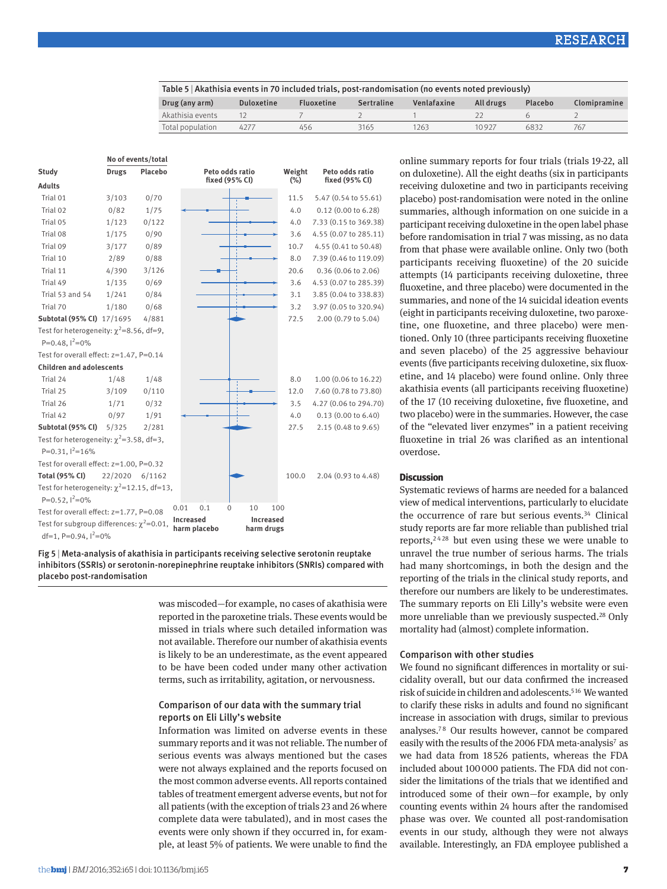Table 5 | Akathisia events in 70 included trials, post-randomisation (no events noted previously)

| Drug (any arm) | Duloxetine | Fluoxetine | Sertraline | Venlafaxine | All drugs | Placebo | Clomipramine |
|---|---|---|---|---|---|---|---|
| Akathisia events | 12 | 7 | 2 | 1 | 22 | 6 | 2 |
| Total population | 4277 | 456 | 3165 | 1263 | 10 927 | 6832 | 767 |

| Study | Drugs (No of events/total) | Placebo (No of events/total) | Weight (%) | Peto odds ratio fixed (95% CI) |
|---|---|---|---|---|
| **Adults** | | | | |
| Trial 01 | 3/103 | 0/70 | 11.5 | 5.47 (0.54 to 55.61) |
| Trial 02 | 0/82 | 1/75 | 4.0 | 0.12 (0.00 to 6.28) |
| Trial 05 | 1/123 | 0/122 | 4.0 | 7.33 (0.15 to 369.38) |
| Trial 08 | 1/175 | 0/90 | 3.6 | 4.55 (0.07 to 285.11) |
| Trial 09 | 3/177 | 0/89 | 10.7 | 4.55 (0.41 to 50.48) |
| Trial 10 | 2/89 | 0/88 | 8.0 | 7.39 (0.46 to 119.09) |
| Trial 11 | 4/390 | 3/126 | 20.6 | 0.36 (0.06 to 2.06) |
| Trial 49 | 1/135 | 0/69 | 3.6 | 4.53 (0.07 to 285.39) |
| Trial 53 and 54 | 1/241 | 0/84 | 3.1 | 3.85 (0.04 to 338.83) |
| Trial 70 | 1/180 | 0/68 | 3.2 | 3.97 (0.05 to 320.94) |
| **Subtotal (95% CI)** | 17/1695 | 4/881 | 72.5 | 2.00 (0.79 to 5.04) |
| Test for heterogeneity: $\chi^2$=8.56, df=9, P=0.48, $I^2$=0% | | | | |
| Test for overall effect: z=1.47, P=0.14 | | | | |
| **Children and adolescents** | | | | |
| Trial 24 | 1/48 | 1/48 | 8.0 | 1.00 (0.06 to 16.22) |
| Trial 25 | 3/109 | 0/110 | 12.0 | 7.60 (0.78 to 73.80) |
| Trial 26 | 1/71 | 0/32 | 3.5 | 4.27 (0.06 to 294.70) |
| Trial 42 | 0/97 | 1/91 | 4.0 | 0.13 (0.00 to 6.40) |
| **Subtotal (95% CI)** | 5/325 | 2/281 | 27.5 | 2.15 (0.48 to 9.65) |
| Test for heterogeneity: $\chi^2$=3.58, df=3, P=0.31, $I^2$=16% | | | | |
| Test for overall effect: z=1.00, P=0.32 | | | | |
| **Total (95% CI)** | 22/2020 | 6/1162 | 100.0 | 2.04 (0.93 to 4.48) |
| Test for heterogeneity: $\chi^2$=12.15, df=13, P=0.52, $I^2$=0% | | | | |
| Test for overall effect: z=1.77, P=0.08 | | | | |
| Test for subgroup differences: $\chi^2$=0.01, df=1, P=0.94, $I^2$=0% | | | | |

Axis: 0.01, 0.1, 0, 10, 100 — Increased harm placebo / Increased harm drugs

Fig 5 | Meta-analysis of akathisia in participants receiving selective serotonin reuptake inhibitors (SSRIs) or serotonin-norepinephrine reuptake inhibitors (SNRIs) compared with placebo post-randomisation

was miscoded—for example, no cases of akathisia were reported in the paroxetine trials. These events would be missed in trials where such detailed information was not available. Therefore our number of akathisia events is likely to be an underestimate, as the event appeared to be have been coded under many other activation terms, such as irritability, agitation, or nervousness.

### Comparison of our data with the summary trial reports on Eli Lilly's website

Information was limited on adverse events in these summary reports and it was not reliable. The number of serious events was always mentioned but the cases were not always explained and the reports focused on the most common adverse events. All reports contained tables of treatment emergent adverse events, but not for all patients (with the exception of trials 23 and 26 where complete data were tabulated), and in most cases the events were only shown if they occurred in, for example, at least 5% of patients. We were unable to find the online summary reports for four trials (trials 19-22, all on duloxetine). All the eight deaths (six in participants receiving duloxetine and two in participants receiving placebo) post-randomisation were noted in the online summaries, although information on one suicide in a participant receiving duloxetine in the open label phase before randomisation in trial 7 was missing, as no data from that phase were available online. Only two (both participants receiving fluoxetine) of the 20 suicide attempts (14 participants receiving duloxetine, three fluoxetine, and three placebo) were documented in the summaries, and none of the 14 suicidal ideation events (eight in participants receiving duloxetine, two paroxetine, one fluoxetine, and three placebo) were mentioned. Only 10 (three participants receiving fluoxetine and seven placebo) of the 25 aggressive behaviour events (five participants receiving duloxetine, six fluoxetine, and 14 placebo) were found online. Only three akathisia events (all participants receiving fluoxetine) of the 17 (10 receiving duloxetine, five fluoxetine, and two placebo) were in the summaries. However, the case of the "elevated liver enzymes" in a patient receiving fluoxetine in trial 26 was clarified as an intentional overdose.

## Discussion

Systematic reviews of harms are needed for a balanced view of medical interventions, particularly to elucidate the occurrence of rare but serious events.[34] Clinical study reports are far more reliable than published trial reports,[2 4 28] but even using these we were unable to unravel the true number of serious harms. The trials had many shortcomings, in both the design and the reporting of the trials in the clinical study reports, and therefore our numbers are likely to be underestimates. The summary reports on Eli Lilly's website were even more unreliable than we previously suspected.[28] Only mortality had (almost) complete information.

### Comparison with other studies

We found no significant differences in mortality or suicidality overall, but our data confirmed the increased risk of suicide in children and adolescents.[5 16] We wanted to clarify these risks in adults and found no significant increase in association with drugs, similar to previous analyses.[7 8] Our results however, cannot be compared easily with the results of the 2006 FDA meta-analysis[7] as we had data from 18 526 patients, whereas the FDA included about 100 000 patients. The FDA did not consider the limitations of the trials that we identified and introduced some of their own—for example, by only counting events within 24 hours after the randomised phase was over. We counted all post-randomisation events in our study, although they were not always available. Interestingly, an FDA employee published a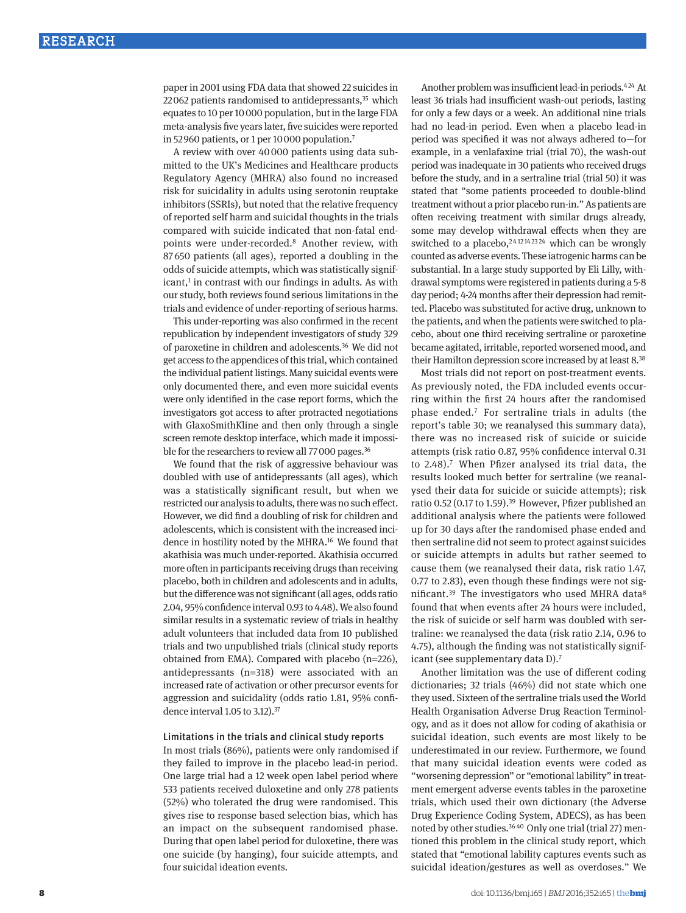paper in 2001 using FDA data that showed 22 suicides in 22 062 patients randomised to antidepressants,[35] which equates to 10 per 10 000 population, but in the large FDA meta-analysis five years later, five suicides were reported in 52 960 patients, or 1 per 10 000 population.[7]

A review with over 40 000 patients using data submitted to the UK's Medicines and Healthcare products Regulatory Agency (MHRA) also found no increased risk for suicidality in adults using serotonin reuptake inhibitors (SSRIs), but noted that the relative frequency of reported self harm and suicidal thoughts in the trials compared with suicide indicated that non-fatal endpoints were under-recorded.[8] Another review, with 87 650 patients (all ages), reported a doubling in the odds of suicide attempts, which was statistically significant,[1] in contrast with our findings in adults. As with our study, both reviews found serious limitations in the trials and evidence of under-reporting of serious harms.

This under-reporting was also confirmed in the recent republication by independent investigators of study 329 of paroxetine in children and adolescents.[36] We did not get access to the appendices of this trial, which contained the individual patient listings. Many suicidal events were only documented there, and even more suicidal events were only identified in the case report forms, which the investigators got access to after protracted negotiations with GlaxoSmithKline and then only through a single screen remote desktop interface, which made it impossible for the researchers to review all 77 000 pages.[36]

We found that the risk of aggressive behaviour was doubled with use of antidepressants (all ages), which was a statistically significant result, but when we restricted our analysis to adults, there was no such effect. However, we did find a doubling of risk for children and adolescents, which is consistent with the increased incidence in hostility noted by the MHRA.[16] We found that akathisia was much under-reported. Akathisia occurred more often in participants receiving drugs than receiving placebo, both in children and adolescents and in adults, but the difference was not significant (all ages, odds ratio 2.04, 95% confidence interval 0.93 to 4.48). We also found similar results in a systematic review of trials in healthy adult volunteers that included data from 10 published trials and two unpublished trials (clinical study reports obtained from EMA). Compared with placebo (n=226), antidepressants (n=318) were associated with an increased rate of activation or other precursor events for aggression and suicidality (odds ratio 1.81, 95% confidence interval 1.05 to 3.12).[37]

### Limitations in the trials and clinical study reports

In most trials (86%), patients were only randomised if they failed to improve in the placebo lead-in period. One large trial had a 12 week open label period where 533 patients received duloxetine and only 278 patients (52%) who tolerated the drug were randomised. This gives rise to response based selection bias, which has an impact on the subsequent randomised phase. During that open label period for duloxetine, there was one suicide (by hanging), four suicide attempts, and four suicidal ideation events.

Another problem was insufficient lead-in periods.[4,24] At least 36 trials had insufficient wash-out periods, lasting for only a few days or a week. An additional nine trials had no lead-in period. Even when a placebo lead-in period was specified it was not always adhered to—for example, in a venlafaxine trial (trial 70), the wash-out period was inadequate in 30 patients who received drugs before the study, and in a sertraline trial (trial 50) it was stated that "some patients proceeded to double-blind treatment without a prior placebo run-in." As patients are often receiving treatment with similar drugs already, some may develop withdrawal effects when they are switched to a placebo,[2,4,12,14,23,24] which can be wrongly counted as adverse events. These iatrogenic harms can be substantial. In a large study supported by Eli Lilly, withdrawal symptoms were registered in patients during a 5-8 day period; 4-24 months after their depression had remitted. Placebo was substituted for active drug, unknown to the patients, and when the patients were switched to placebo, about one third receiving sertraline or paroxetine became agitated, irritable, reported worsened mood, and their Hamilton depression score increased by at least 8.[38]

Most trials did not report on post-treatment events. As previously noted, the FDA included events occurring within the first 24 hours after the randomised phase ended.[7] For sertraline trials in adults (the report's table 30; we reanalysed this summary data), there was no increased risk of suicide or suicide attempts (risk ratio 0.87, 95% confidence interval 0.31 to 2.48).[7] When Pfizer analysed its trial data, the results looked much better for sertraline (we reanalysed their data for suicide or suicide attempts); risk ratio 0.52 (0.17 to 1.59).[39] However, Pfizer published an additional analysis where the patients were followed up for 30 days after the randomised phase ended and then sertraline did not seem to protect against suicides or suicide attempts in adults but rather seemed to cause them (we reanalysed their data, risk ratio 1.47, 0.77 to 2.83), even though these findings were not significant.[39] The investigators who used MHRA data[8] found that when events after 24 hours were included, the risk of suicide or self harm was doubled with sertraline: we reanalysed the data (risk ratio 2.14, 0.96 to 4.75), although the finding was not statistically significant (see supplementary data D).[7]

Another limitation was the use of different coding dictionaries; 32 trials (46%) did not state which one they used. Sixteen of the sertraline trials used the World Health Organisation Adverse Drug Reaction Terminology, and as it does not allow for coding of akathisia or suicidal ideation, such events are most likely to be underestimated in our review. Furthermore, we found that many suicidal ideation events were coded as "worsening depression" or "emotional lability" in treatment emergent adverse events tables in the paroxetine trials, which used their own dictionary (the Adverse Drug Experience Coding System, ADECS), as has been noted by other studies.[36,40] Only one trial (trial 27) mentioned this problem in the clinical study report, which stated that "emotional lability captures events such as suicidal ideation/gestures as well as overdoses." We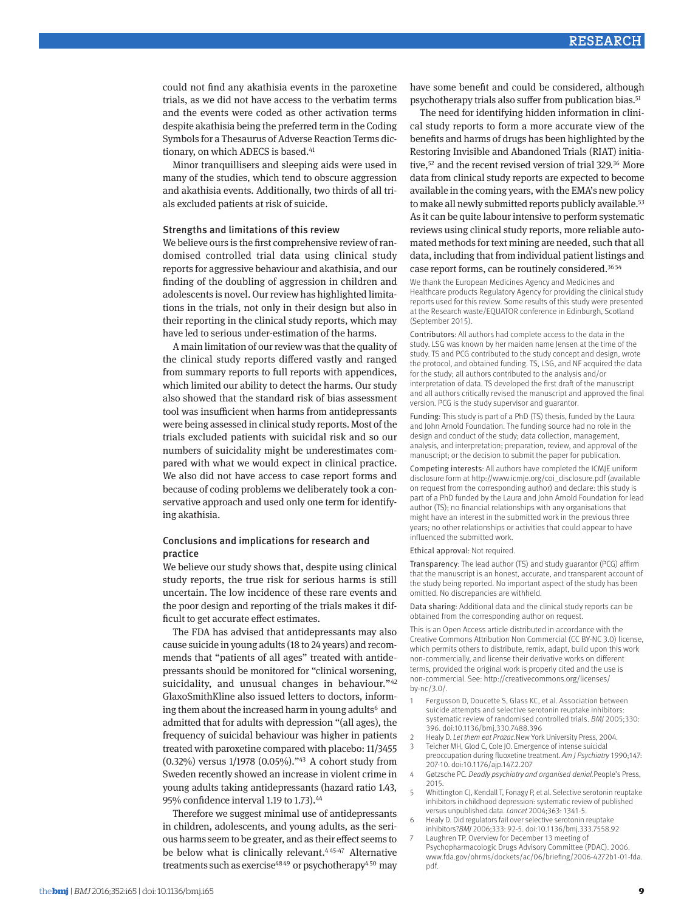could not find any akathisia events in the paroxetine trials, as we did not have access to the verbatim terms and the events were coded as other activation terms despite akathisia being the preferred term in the Coding Symbols for a Thesaurus of Adverse Reaction Terms dictionary, on which ADECS is based.[41]

Minor tranquillisers and sleeping aids were used in many of the studies, which tend to obscure aggression and akathisia events. Additionally, two thirds of all trials excluded patients at risk of suicide.

### Strengths and limitations of this review

We believe ours is the first comprehensive review of randomised controlled trial data using clinical study reports for aggressive behaviour and akathisia, and our finding of the doubling of aggression in children and adolescents is novel. Our review has highlighted limitations in the trials, not only in their design but also in their reporting in the clinical study reports, which may have led to serious under-estimation of the harms.

A main limitation of our review was that the quality of the clinical study reports differed vastly and ranged from summary reports to full reports with appendices, which limited our ability to detect the harms. Our study also showed that the standard risk of bias assessment tool was insufficient when harms from antidepressants were being assessed in clinical study reports. Most of the trials excluded patients with suicidal risk and so our numbers of suicidality might be underestimates compared with what we would expect in clinical practice. We also did not have access to case report forms and because of coding problems we deliberately took a conservative approach and used only one term for identifying akathisia.

### Conclusions and implications for research and practice

We believe our study shows that, despite using clinical study reports, the true risk for serious harms is still uncertain. The low incidence of these rare events and the poor design and reporting of the trials makes it difficult to get accurate effect estimates.

The FDA has advised that antidepressants may also cause suicide in young adults (18 to 24 years) and recommends that "patients of all ages" treated with antidepressants should be monitored for "clinical worsening, suicidality, and unusual changes in behaviour."[42] GlaxoSmithKline also issued letters to doctors, informing them about the increased harm in young adults[6] and admitted that for adults with depression "(all ages), the frequency of suicidal behaviour was higher in patients treated with paroxetine compared with placebo: 11/3455 (0.32%) versus 1/1978 (0.05%)."[43] A cohort study from Sweden recently showed an increase in violent crime in young adults taking antidepressants (hazard ratio 1.43, 95% confidence interval 1.19 to 1.73).[44]

Therefore we suggest minimal use of antidepressants in children, adolescents, and young adults, as the serious harms seem to be greater, and as their effect seems to be below what is clinically relevant.[4 45-47] Alternative treatments such as exercise[48 49] or psychotherapy[4 50] may have some benefit and could be considered, although psychotherapy trials also suffer from publication bias.[51]

The need for identifying hidden information in clinical study reports to form a more accurate view of the benefits and harms of drugs has been highlighted by the Restoring Invisible and Abandoned Trials (RIAT) initiative,[52] and the recent revised version of trial 329.[36] More data from clinical study reports are expected to become available in the coming years, with the EMA's new policy to make all newly submitted reports publicly available.[53] As it can be quite labour intensive to perform systematic reviews using clinical study reports, more reliable automated methods for text mining are needed, such that all data, including that from individual patient listings and case report forms, can be routinely considered.[36 54]

We thank the European Medicines Agency and Medicines and Healthcare products Regulatory Agency for providing the clinical study reports used for this review. Some results of this study were presented at the Research waste/EQUATOR conference in Edinburgh, Scotland (September 2015).

Contributors: All authors had complete access to the data in the study. LSG was known by her maiden name Jensen at the time of the study. TS and PCG contributed to the study concept and design, wrote the protocol, and obtained funding. TS, LSG, and NF acquired the data for the study; all authors contributed to the analysis and/or interpretation of data. TS developed the first draft of the manuscript and all authors critically revised the manuscript and approved the final version. PCG is the study supervisor and guarantor.

Funding: This study is part of a PhD (TS) thesis, funded by the Laura and John Arnold Foundation. The funding source had no role in the design and conduct of the study; data collection, management, analysis, and interpretation; preparation, review, and approval of the manuscript; or the decision to submit the paper for publication.

Competing interests: All authors have completed the ICMJE uniform disclosure form at http://www.icmje.org/coi_disclosure.pdf (available on request from the corresponding author) and declare: this study is part of a PhD funded by the Laura and John Arnold Foundation for lead author (TS); no financial relationships with any organisations that might have an interest in the submitted work in the previous three years; no other relationships or activities that could appear to have influenced the submitted work.

Ethical approval: Not required.

Transparency: The lead author (TS) and study guarantor (PCG) affirm that the manuscript is an honest, accurate, and transparent account of the study being reported. No important aspect of the study has been omitted. No discrepancies are withheld.

Data sharing: Additional data and the clinical study reports can be obtained from the corresponding author on request.

This is an Open Access article distributed in accordance with the Creative Commons Attribution Non Commercial (CC BY-NC 3.0) license, which permits others to distribute, remix, adapt, build upon this work non-commercially, and license their derivative works on different terms, provided the original work is properly cited and the use is non-commercial. See: http://creativecommons.org/licenses/by-nc/3.0/.

1. Fergusson D, Doucette S, Glass KC, et al. Association between suicide attempts and selective serotonin reuptake inhibitors: systematic review of randomised controlled trials. *BMJ* 2005;330:396. doi:10.1136/bmj.330.7488.396
2. Healy D. *Let them eat Prozac.* New York University Press, 2004.
3. Teicher MH, Glod C, Cole JO. Emergence of intense suicidal preoccupation during fluoxetine treatment. *Am J Psychiatry* 1990;147:207-10. doi:10.1176/ajp.147.2.207
4. Gøtzsche PC. *Deadly psychiatry and organised denial.* People's Press, 2015.
5. Whittington CJ, Kendall T, Fonagy P, et al. Selective serotonin reuptake inhibitors in childhood depression: systematic review of published versus unpublished data. *Lancet* 2004;363:1341-5.
6. Healy D. Did regulators fail over selective serotonin reuptake inhibitors? *BMJ* 2006;333:92-5. doi:10.1136/bmj.333.7558.92
7. Laughren TP. Overview for December 13 meeting of Psychopharmacologic Drugs Advisory Committee (PDAC). 2006. www.fda.gov/ohrms/dockets/ac/06/briefing/2006-4272b1-01-fda.pdf.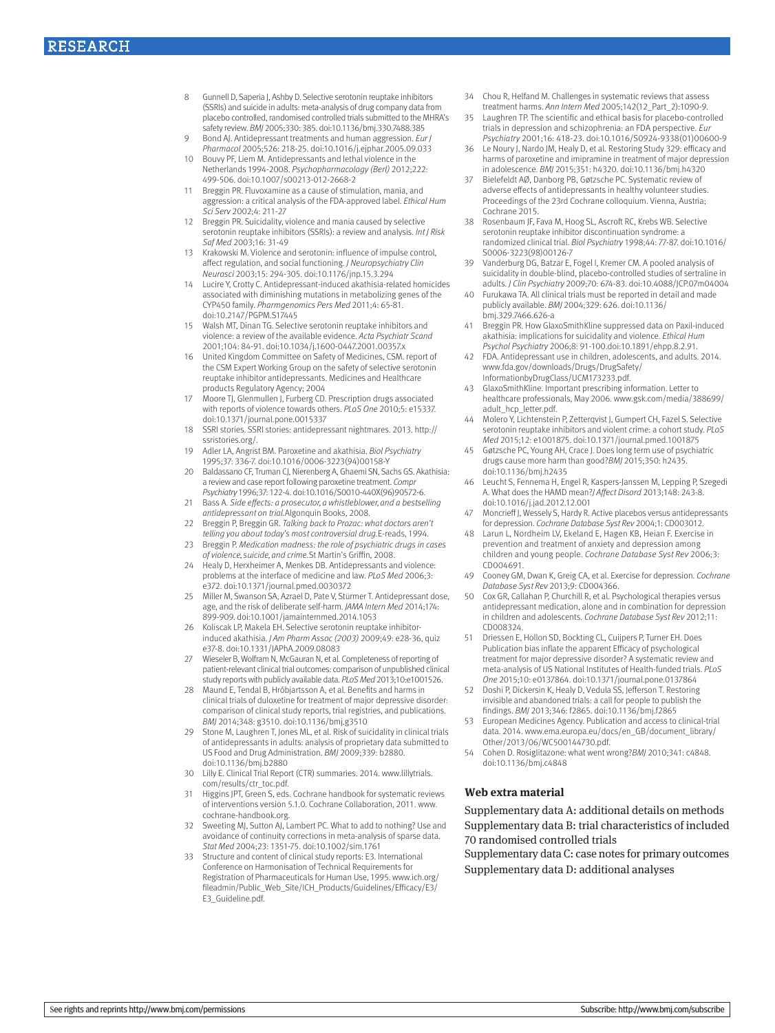8 Gunnell D, Saperia J, Ashby D. Selective serotonin reuptake inhibitors (SSRIs) and suicide in adults: meta-analysis of drug company data from placebo controlled, randomised controlled trials submitted to the MHRA's safety review. *BMJ* 2005;330: 385. doi:10.1136/bmj.330.7488.385

9 Bond AJ. Antidepressant treatments and human aggression. *Eur J Pharmacol* 2005;526: 218-25. doi:10.1016/j.ejphar.2005.09.033

10 Bouvy PF, Liem M. Antidepressants and lethal violence in the Netherlands 1994-2008. *Psychopharmacology (Berl)* 2012;222: 499-506. doi:10.1007/s00213-012-2668-2

11 Breggin PR. Fluvoxamine as a cause of stimulation, mania, and aggression: a critical analysis of the FDA-approved label. *Ethical Hum Sci Serv* 2002;4: 211-27

12 Breggin PR. Suicidality, violence and mania caused by selective serotonin reuptake inhibitors (SSRIs): a review and analysis. *Int J Risk Saf Med* 2003;16: 31-49

13 Krakowski M. Violence and serotonin: influence of impulse control, affect regulation, and social functioning. *J Neuropsychiatry Clin Neurosci* 2003;15: 294-305. doi:10.1176/jnp.15.3.294

14 Lucire Y, Crotty C. Antidepressant-induced akathisia-related homicides associated with diminishing mutations in metabolizing genes of the CYP450 family. *Pharmgenomics Pers Med* 2011;4: 65-81. doi:10.2147/PGPM.S17445

15 Walsh MT, Dinan TG. Selective serotonin reuptake inhibitors and violence: a review of the available evidence. *Acta Psychiatr Scand* 2001;104: 84-91. doi:10.1034/j.1600-0447.2001.00357.x

16 United Kingdom Committee on Safety of Medicines, CSM. report of the CSM Expert Working Group on the safety of selective serotonin reuptake inhibitor antidepressants. Medicines and Healthcare products Regulatory Agency; 2004

17 Moore TJ, Glenmullen J, Furberg CD. Prescription drugs associated with reports of violence towards others. *PLoS One* 2010;5: e15337. doi:10.1371/journal.pone.0015337

18 SSRI stories. SSRI stories: antidepressant nightmares. 2013. http://ssristories.org/.

19 Adler LA, Angrist BM. Paroxetine and akathisia. *Biol Psychiatry* 1995;37: 336-7. doi:10.1016/0006-3223(94)00158-Y

20 Baldassano CF, Truman CJ, Nierenberg A, Ghaemi SN, Sachs GS. Akathisia: a review and case report following paroxetine treatment. *Compr Psychiatry* 1996;37: 122-4. doi:10.1016/S0010-440X(96)90572-6.

21 Bass A. *Side effects: a prosecutor, a whistleblower, and a bestselling antidepressant on trial.* Algonquin Books, 2008.

22 Breggin P, Breggin GR. *Talking back to Prozac: what doctors aren't telling you about today's most controversial drug.* E-reads, 1994.

23 Breggin P. *Medication madness: the role of psychiatric drugs in cases of violence, suicide, and crime.* St Martin's Griffin, 2008.

24 Healy D, Herxheimer A, Menkes DB. Antidepressants and violence: problems at the interface of medicine and law. *PLoS Med* 2006;3: e372. doi:10.1371/journal.pmed.0030372

25 Miller M, Swanson SA, Azrael D, Pate V, Stürmer T. Antidepressant dose, age, and the risk of deliberate self-harm. *JAMA Intern Med* 2014;174: 899-909. doi:10.1001/jamainternmed.2014.1053

26 Koliscak LP, Makela EH. Selective serotonin reuptake inhibitor-induced akathisia. *J Am Pharm Assoc (2003)* 2009;49: e28-36, quiz e37-8. doi:10.1331/JAPhA.2009.08083

27 Wieseler B, Wolfram N, McGauran N, et al. Completeness of reporting of patient-relevant clinical trial outcomes: comparison of unpublished clinical study reports with publicly available data. *PLoS Med* 2013;10:e1001526.

28 Maund E, Tendal B, Hróbjartsson A, et al. Benefits and harms in clinical trials of duloxetine for treatment of major depressive disorder: comparison of clinical study reports, trial registries, and publications. *BMJ* 2014;348: g3510. doi:10.1136/bmj.g3510

29 Stone M, Laughren T, Jones ML, et al. Risk of suicidality in clinical trials of antidepressants in adults: analysis of proprietary data submitted to US Food and Drug Administration. *BMJ* 2009;339: b2880. doi:10.1136/bmj.b2880

30 Lilly E. Clinical Trial Report (CTR) summaries. 2014. www.lillytrials.com/results/ctr_toc.pdf.

31 Higgins JPT, Green S, eds. Cochrane handbook for systematic reviews of interventions version 5.1.0. Cochrane Collaboration, 2011. www.cochrane-handbook.org.

32 Sweeting MJ, Sutton AJ, Lambert PC. What to add to nothing? Use and avoidance of continuity corrections in meta-analysis of sparse data. *Stat Med* 2004;23: 1351-75. doi:10.1002/sim.1761

33 Structure and content of clinical study reports: E3. International Conference on Harmonisation of Technical Requirements for Registration of Pharmaceuticals for Human Use, 1995. www.ich.org/fileadmin/Public_Web_Site/ICH_Products/Guidelines/Efficacy/E3/E3_Guideline.pdf.

34 Chou R, Helfand M. Challenges in systematic reviews that assess treatment harms. *Ann Intern Med* 2005;142(12_Part_2):1090-9.

35 Laughren TP. The scientific and ethical basis for placebo-controlled trials in depression and schizophrenia: an FDA perspective. *Eur Psychiatry* 2001;16: 418-23. doi:10.1016/S0924-9338(01)00600-9

36 Le Noury J, Nardo JM, Healy D, et al. Restoring Study 329: efficacy and harms of paroxetine and imipramine in treatment of major depression in adolescence. *BMJ* 2015;351: h4320. doi:10.1136/bmj.h4320

37 Bielefeldt AØ, Danborg PB, Gøtzsche PC. Systematic review of adverse effects of antidepressants in healthy volunteer studies. Proceedings of the 23rd Cochrane colloquium. Vienna, Austria; Cochrane 2015.

38 Rosenbaum JF, Fava M, Hoog SL, Ascroft RC, Krebs WB. Selective serotonin reuptake inhibitor discontinuation syndrome: a randomized clinical trial. *Biol Psychiatry* 1998;44: 77-87. doi:10.1016/S0006-3223(98)00126-7

39 Vanderburg DG, Batzar E, Fogel I, Kremer CM. A pooled analysis of suicidality in double-blind, placebo-controlled studies of sertraline in adults. *J Clin Psychiatry* 2009;70: 674-83. doi:10.4088/JCP.07m04004

40 Furukawa TA. All clinical trials must be reported in detail and made publicly available. *BMJ* 2004;329: 626. doi:10.1136/bmj.329.7466.626-a

41 Breggin PR. How GlaxoSmithKline suppressed data on Paxil-induced akathisia: implications for suicidality and violence. *Ethical Hum Psychol Psychiatry* 2006;8: 91-100.doi:10.1891/ehpp.8.2.91.

42 FDA. Antidepressant use in children, adolescents, and adults. 2014. www.fda.gov/downloads/Drugs/DrugSafety/InformationbyDrugClass/UCM173233.pdf.

43 GlaxoSmithKline. Important prescribing information. Letter to healthcare professionals, May 2006. www.gsk.com/media/388699/adult_hcp_letter.pdf.

44 Molero Y, Lichtenstein P, Zetterqvist J, Gumpert CH, Fazel S. Selective serotonin reuptake inhibitors and violent crime: a cohort study. *PLoS Med* 2015;12: e1001875. doi:10.1371/journal.pmed.1001875

45 Gøtzsche PC, Young AH, Crace J. Does long term use of psychiatric drugs cause more harm than good? *BMJ* 2015;350: h2435. doi:10.1136/bmj.h2435

46 Leucht S, Fennema H, Engel R, Kaspers-Janssen M, Lepping P, Szegedi A. What does the HAMD mean? *J Affect Disord* 2013;148: 243-8. doi:10.1016/j.jad.2012.12.001

47 Moncrieff J, Wessely S, Hardy R. Active placebos versus antidepressants for depression. *Cochrane Database Syst Rev* 2004;1: CD003012.

48 Larun L, Nordheim LV, Ekeland E, Hagen KB, Heian F. Exercise in prevention and treatment of anxiety and depression among children and young people. *Cochrane Database Syst Rev* 2006;3: CD004691.

49 Cooney GM, Dwan K, Greig CA, et al. Exercise for depression. *Cochrane Database Syst Rev* 2013;9: CD004366.

50 Cox GR, Callahan P, Churchill R, et al. Psychological therapies versus antidepressant medication, alone and in combination for depression in children and adolescents. *Cochrane Database Syst Rev* 2012;11: CD008324.

51 Driessen E, Hollon SD, Bockting CL, Cuijpers P, Turner EH. Does Publication bias inflate the apparent Efficacy of psychological treatment for major depressive disorder? A systematic review and meta-analysis of US National Institutes of Health-funded trials. *PLoS One* 2015;10: e0137864. doi:10.1371/journal.pone.0137864

52 Doshi P, Dickersin K, Healy D, Vedula SS, Jefferson T. Restoring invisible and abandoned trials: a call for people to publish the findings. *BMJ* 2013;346: f2865. doi:10.1136/bmj.f2865

53 European Medicines Agency. Publication and access to clinical-trial data. 2014. www.ema.europa.eu/docs/en_GB/document_library/Other/2013/06/WC500144730.pdf.

54 Cohen D. Rosiglitazone: what went wrong? *BMJ* 2010;341: c4848. doi:10.1136/bmj.c4848

### Web extra material

Supplementary data A: additional details on methods
Supplementary data B: trial characteristics of included 70 randomised controlled trials
Supplementary data C: case notes for primary outcomes
Supplementary data D: additional analyses